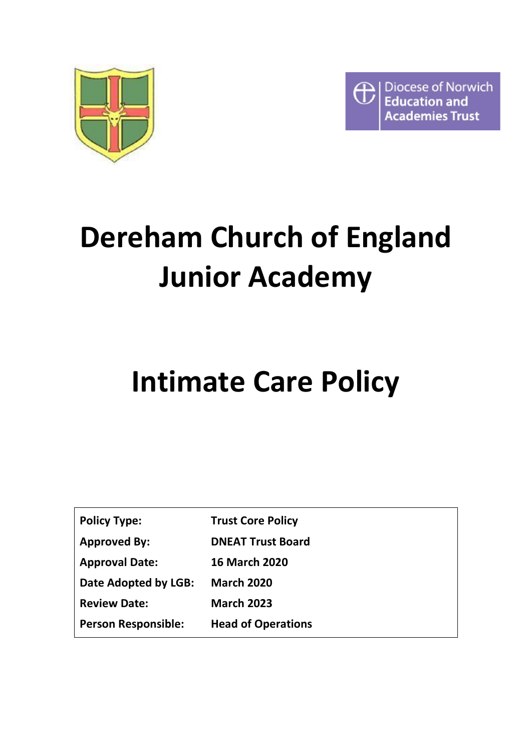Diocese of Norwich Education and Academies Trust

# Dereham Church of England Junior Academy

# Intimate Care Policy

| | |
|---|---|
| **Policy Type:** | **Trust Core Policy** |
| **Approved By:** | **DNEAT Trust Board** |
| **Approval Date:** | **16 March 2020** |
| **Date Adopted by LGB:** | **March 2020** |
| **Review Date:** | **March 2023** |
| **Person Responsible:** | **Head of Operations** |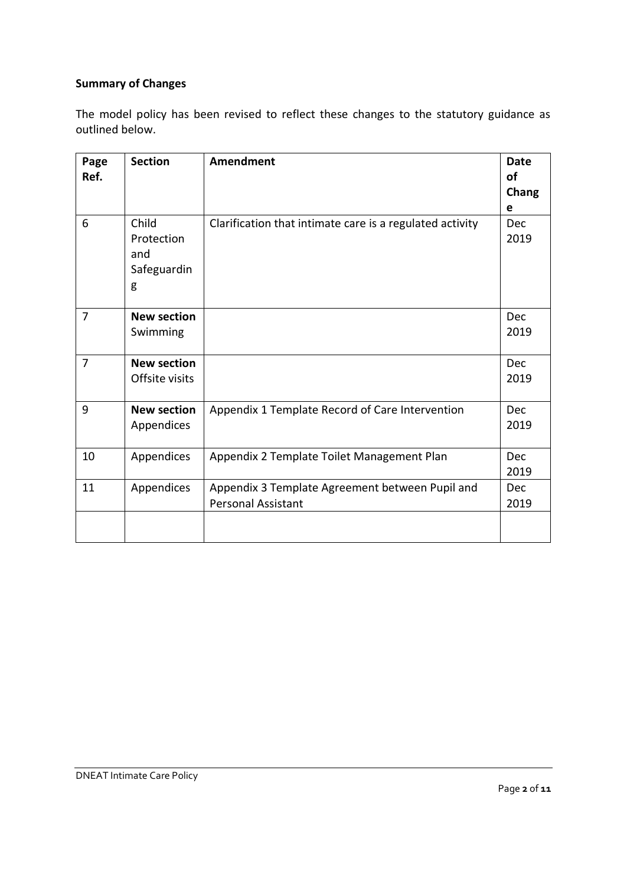**Summary of Changes**

The model policy has been revised to reflect these changes to the statutory guidance as outlined below.

| Page Ref. | Section | Amendment | Date of Change |
|---|---|---|---|
| 6 | Child Protection and Safeguarding | Clarification that intimate care is a regulated activity | Dec 2019 |
| 7 | **New section** Swimming | | Dec 2019 |
| 7 | **New section** Offsite visits | | Dec 2019 |
| 9 | **New section** Appendices | Appendix 1 Template Record of Care Intervention | Dec 2019 |
| 10 | Appendices | Appendix 2 Template Toilet Management Plan | Dec 2019 |
| 11 | Appendices | Appendix 3 Template Agreement between Pupil and Personal Assistant | Dec 2019 |
| | | | |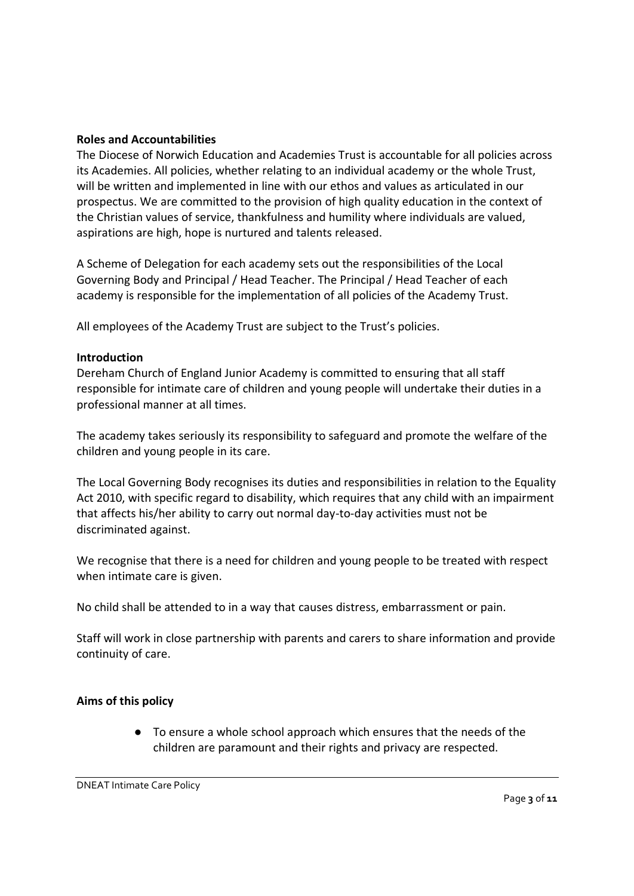**Roles and Accountabilities**

The Diocese of Norwich Education and Academies Trust is accountable for all policies across its Academies. All policies, whether relating to an individual academy or the whole Trust, will be written and implemented in line with our ethos and values as articulated in our prospectus. We are committed to the provision of high quality education in the context of the Christian values of service, thankfulness and humility where individuals are valued, aspirations are high, hope is nurtured and talents released.

A Scheme of Delegation for each academy sets out the responsibilities of the Local Governing Body and Principal / Head Teacher. The Principal / Head Teacher of each academy is responsible for the implementation of all policies of the Academy Trust.

All employees of the Academy Trust are subject to the Trust's policies.

**Introduction**

Dereham Church of England Junior Academy is committed to ensuring that all staff responsible for intimate care of children and young people will undertake their duties in a professional manner at all times.

The academy takes seriously its responsibility to safeguard and promote the welfare of the children and young people in its care.

The Local Governing Body recognises its duties and responsibilities in relation to the Equality Act 2010, with specific regard to disability, which requires that any child with an impairment that affects his/her ability to carry out normal day-to-day activities must not be discriminated against.

We recognise that there is a need for children and young people to be treated with respect when intimate care is given.

No child shall be attended to in a way that causes distress, embarrassment or pain.

Staff will work in close partnership with parents and carers to share information and provide continuity of care.

**Aims of this policy**

- To ensure a whole school approach which ensures that the needs of the children are paramount and their rights and privacy are respected.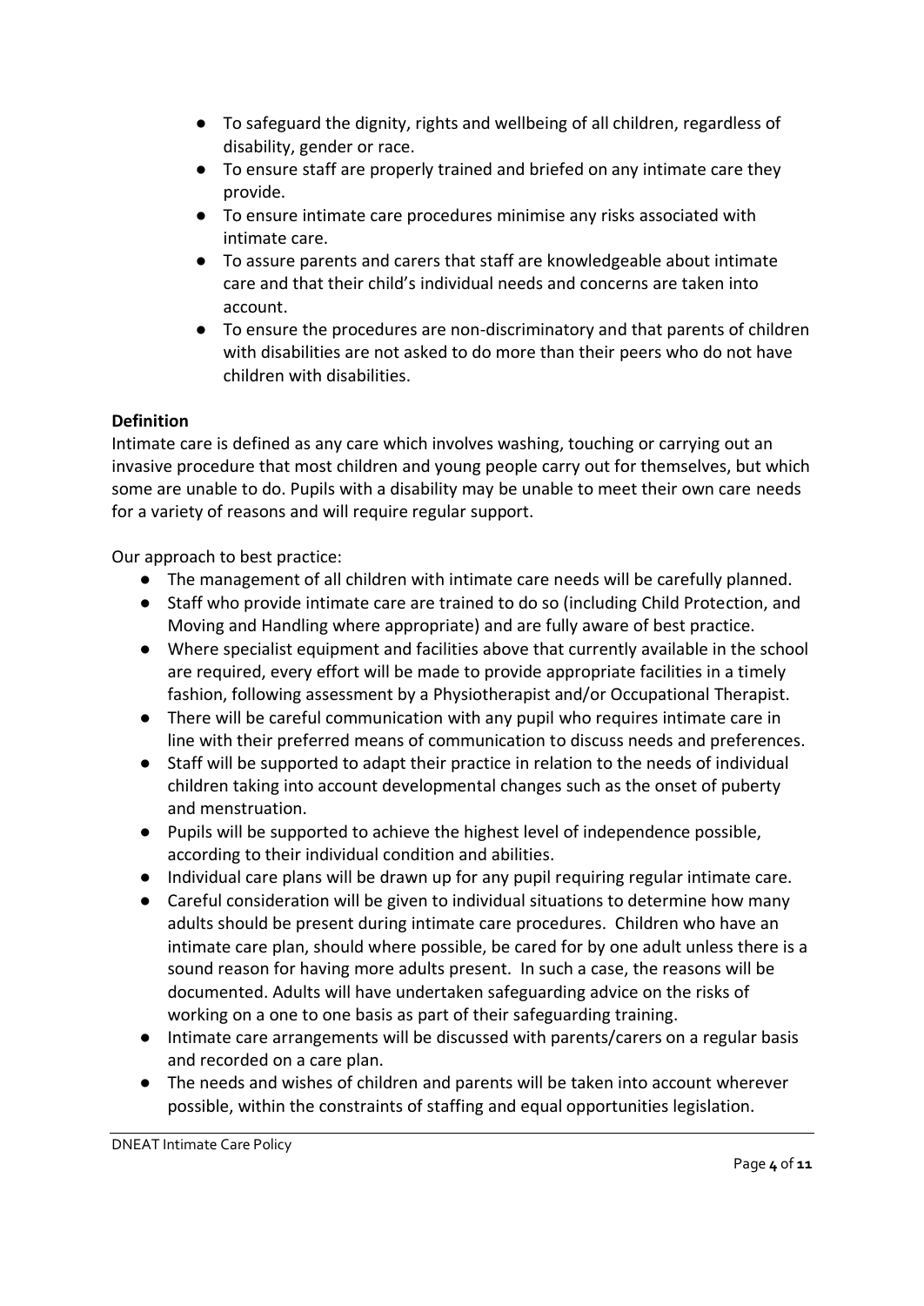- To safeguard the dignity, rights and wellbeing of all children, regardless of disability, gender or race.
- To ensure staff are properly trained and briefed on any intimate care they provide.
- To ensure intimate care procedures minimise any risks associated with intimate care.
- To assure parents and carers that staff are knowledgeable about intimate care and that their child's individual needs and concerns are taken into account.
- To ensure the procedures are non-discriminatory and that parents of children with disabilities are not asked to do more than their peers who do not have children with disabilities.

**Definition**

Intimate care is defined as any care which involves washing, touching or carrying out an invasive procedure that most children and young people carry out for themselves, but which some are unable to do. Pupils with a disability may be unable to meet their own care needs for a variety of reasons and will require regular support.

Our approach to best practice:

- The management of all children with intimate care needs will be carefully planned.
- Staff who provide intimate care are trained to do so (including Child Protection, and Moving and Handling where appropriate) and are fully aware of best practice.
- Where specialist equipment and facilities above that currently available in the school are required, every effort will be made to provide appropriate facilities in a timely fashion, following assessment by a Physiotherapist and/or Occupational Therapist.
- There will be careful communication with any pupil who requires intimate care in line with their preferred means of communication to discuss needs and preferences.
- Staff will be supported to adapt their practice in relation to the needs of individual children taking into account developmental changes such as the onset of puberty and menstruation.
- Pupils will be supported to achieve the highest level of independence possible, according to their individual condition and abilities.
- Individual care plans will be drawn up for any pupil requiring regular intimate care.
- Careful consideration will be given to individual situations to determine how many adults should be present during intimate care procedures. Children who have an intimate care plan, should where possible, be cared for by one adult unless there is a sound reason for having more adults present. In such a case, the reasons will be documented. Adults will have undertaken safeguarding advice on the risks of working on a one to one basis as part of their safeguarding training.
- Intimate care arrangements will be discussed with parents/carers on a regular basis and recorded on a care plan.
- The needs and wishes of children and parents will be taken into account wherever possible, within the constraints of staffing and equal opportunities legislation.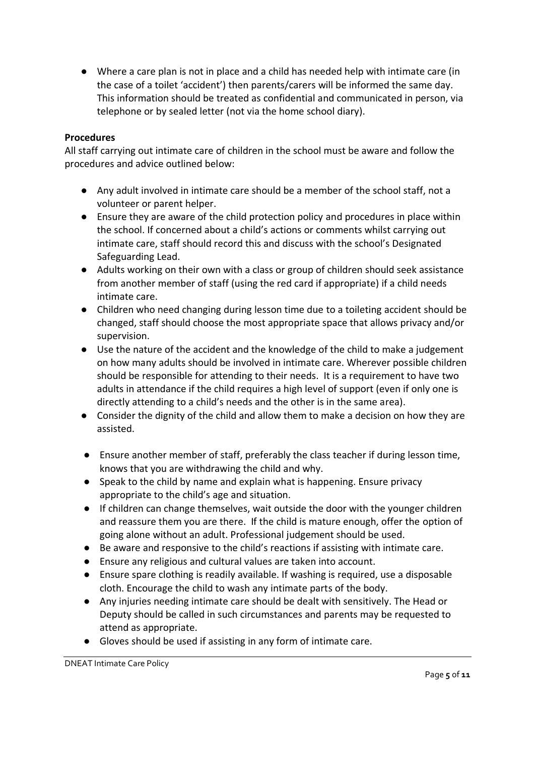- Where a care plan is not in place and a child has needed help with intimate care (in the case of a toilet 'accident') then parents/carers will be informed the same day. This information should be treated as confidential and communicated in person, via telephone or by sealed letter (not via the home school diary).

**Procedures**

All staff carrying out intimate care of children in the school must be aware and follow the procedures and advice outlined below:

- Any adult involved in intimate care should be a member of the school staff, not a volunteer or parent helper.
- Ensure they are aware of the child protection policy and procedures in place within the school. If concerned about a child's actions or comments whilst carrying out intimate care, staff should record this and discuss with the school's Designated Safeguarding Lead.
- Adults working on their own with a class or group of children should seek assistance from another member of staff (using the red card if appropriate) if a child needs intimate care.
- Children who need changing during lesson time due to a toileting accident should be changed, staff should choose the most appropriate space that allows privacy and/or supervision.
- Use the nature of the accident and the knowledge of the child to make a judgement on how many adults should be involved in intimate care. Wherever possible children should be responsible for attending to their needs. It is a requirement to have two adults in attendance if the child requires a high level of support (even if only one is directly attending to a child's needs and the other is in the same area).
- Consider the dignity of the child and allow them to make a decision on how they are assisted.
- Ensure another member of staff, preferably the class teacher if during lesson time, knows that you are withdrawing the child and why.
- Speak to the child by name and explain what is happening. Ensure privacy appropriate to the child's age and situation.
- If children can change themselves, wait outside the door with the younger children and reassure them you are there. If the child is mature enough, offer the option of going alone without an adult. Professional judgement should be used.
- Be aware and responsive to the child's reactions if assisting with intimate care.
- Ensure any religious and cultural values are taken into account.
- Ensure spare clothing is readily available. If washing is required, use a disposable cloth. Encourage the child to wash any intimate parts of the body.
- Any injuries needing intimate care should be dealt with sensitively. The Head or Deputy should be called in such circumstances and parents may be requested to attend as appropriate.
- Gloves should be used if assisting in any form of intimate care.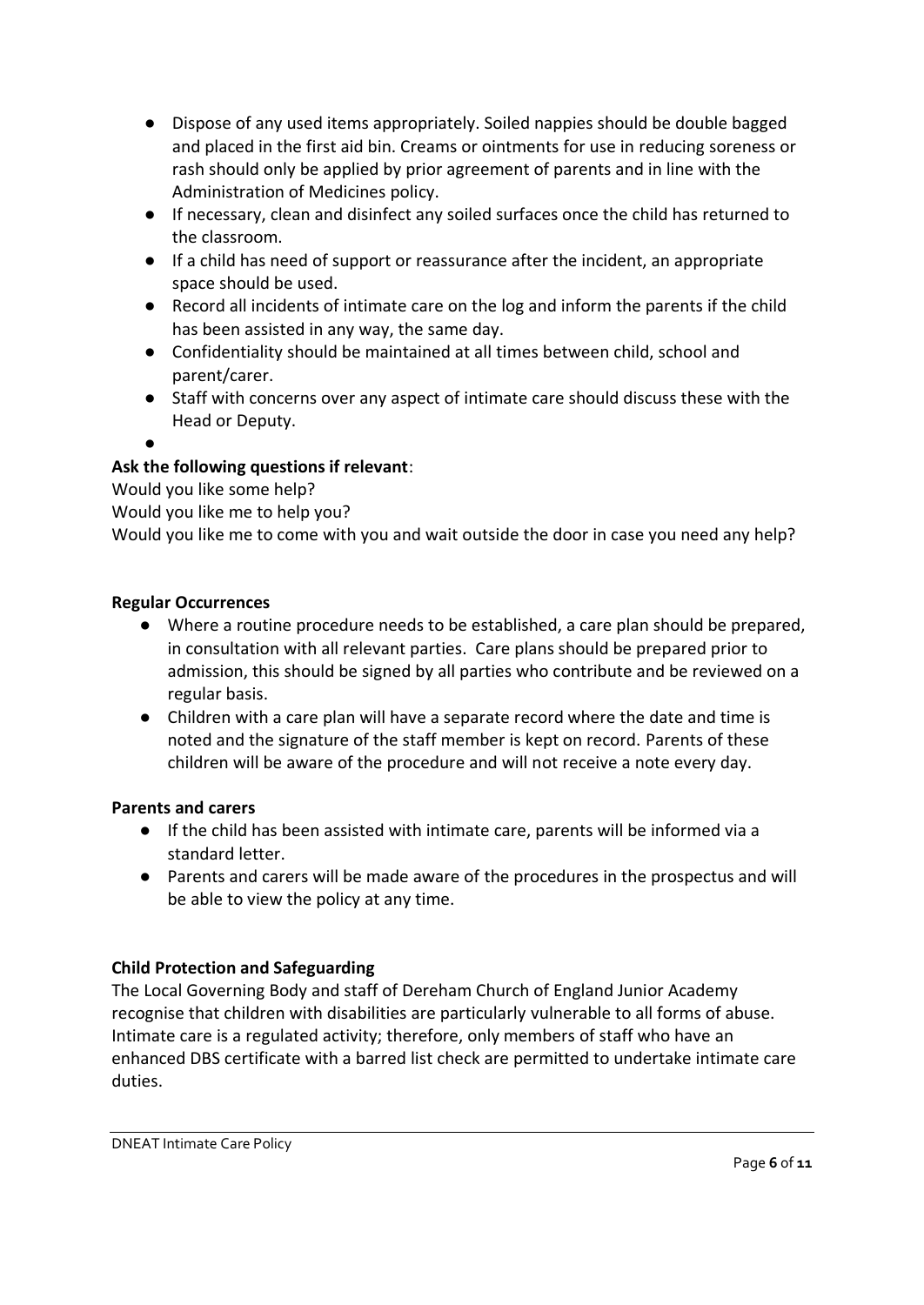- Dispose of any used items appropriately. Soiled nappies should be double bagged and placed in the first aid bin. Creams or ointments for use in reducing soreness or rash should only be applied by prior agreement of parents and in line with the Administration of Medicines policy.
- If necessary, clean and disinfect any soiled surfaces once the child has returned to the classroom.
- If a child has need of support or reassurance after the incident, an appropriate space should be used.
- Record all incidents of intimate care on the log and inform the parents if the child has been assisted in any way, the same day.
- Confidentiality should be maintained at all times between child, school and parent/carer.
- Staff with concerns over any aspect of intimate care should discuss these with the Head or Deputy.

**Ask the following questions if relevant**:

Would you like some help?

Would you like me to help you?

Would you like me to come with you and wait outside the door in case you need any help?

**Regular Occurrences**

- Where a routine procedure needs to be established, a care plan should be prepared, in consultation with all relevant parties. Care plans should be prepared prior to admission, this should be signed by all parties who contribute and be reviewed on a regular basis.
- Children with a care plan will have a separate record where the date and time is noted and the signature of the staff member is kept on record. Parents of these children will be aware of the procedure and will not receive a note every day.

**Parents and carers**

- If the child has been assisted with intimate care, parents will be informed via a standard letter.
- Parents and carers will be made aware of the procedures in the prospectus and will be able to view the policy at any time.

**Child Protection and Safeguarding**

The Local Governing Body and staff of Dereham Church of England Junior Academy recognise that children with disabilities are particularly vulnerable to all forms of abuse. Intimate care is a regulated activity; therefore, only members of staff who have an enhanced DBS certificate with a barred list check are permitted to undertake intimate care duties.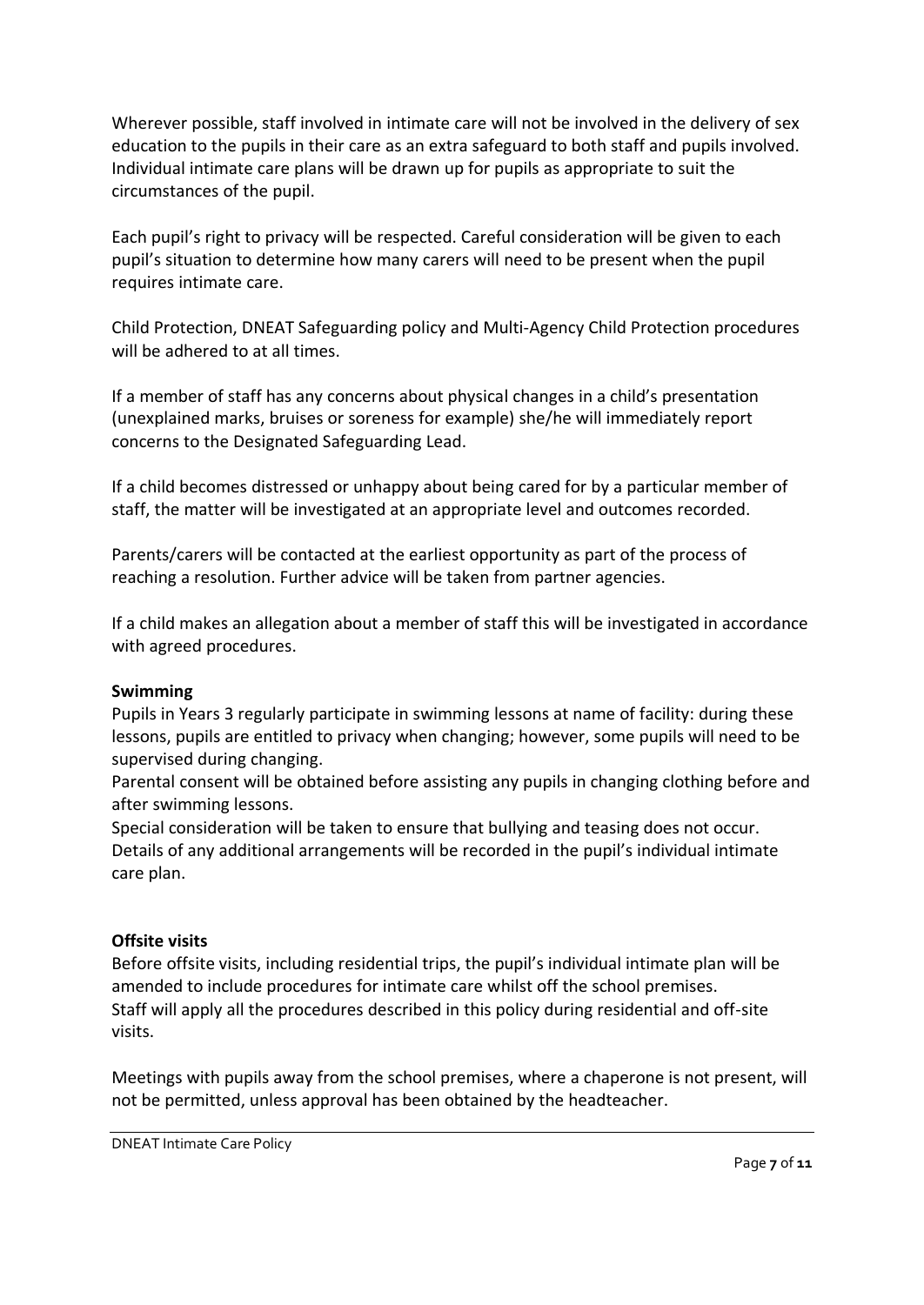Wherever possible, staff involved in intimate care will not be involved in the delivery of sex education to the pupils in their care as an extra safeguard to both staff and pupils involved. Individual intimate care plans will be drawn up for pupils as appropriate to suit the circumstances of the pupil.

Each pupil's right to privacy will be respected. Careful consideration will be given to each pupil's situation to determine how many carers will need to be present when the pupil requires intimate care.

Child Protection, DNEAT Safeguarding policy and Multi-Agency Child Protection procedures will be adhered to at all times.

If a member of staff has any concerns about physical changes in a child's presentation (unexplained marks, bruises or soreness for example) she/he will immediately report concerns to the Designated Safeguarding Lead.

If a child becomes distressed or unhappy about being cared for by a particular member of staff, the matter will be investigated at an appropriate level and outcomes recorded.

Parents/carers will be contacted at the earliest opportunity as part of the process of reaching a resolution. Further advice will be taken from partner agencies.

If a child makes an allegation about a member of staff this will be investigated in accordance with agreed procedures.

**Swimming**

Pupils in Years 3 regularly participate in swimming lessons at name of facility: during these lessons, pupils are entitled to privacy when changing; however, some pupils will need to be supervised during changing.

Parental consent will be obtained before assisting any pupils in changing clothing before and after swimming lessons.

Special consideration will be taken to ensure that bullying and teasing does not occur.

Details of any additional arrangements will be recorded in the pupil's individual intimate care plan.

**Offsite visits**

Before offsite visits, including residential trips, the pupil's individual intimate plan will be amended to include procedures for intimate care whilst off the school premises.

Staff will apply all the procedures described in this policy during residential and off-site visits.

Meetings with pupils away from the school premises, where a chaperone is not present, will not be permitted, unless approval has been obtained by the headteacher.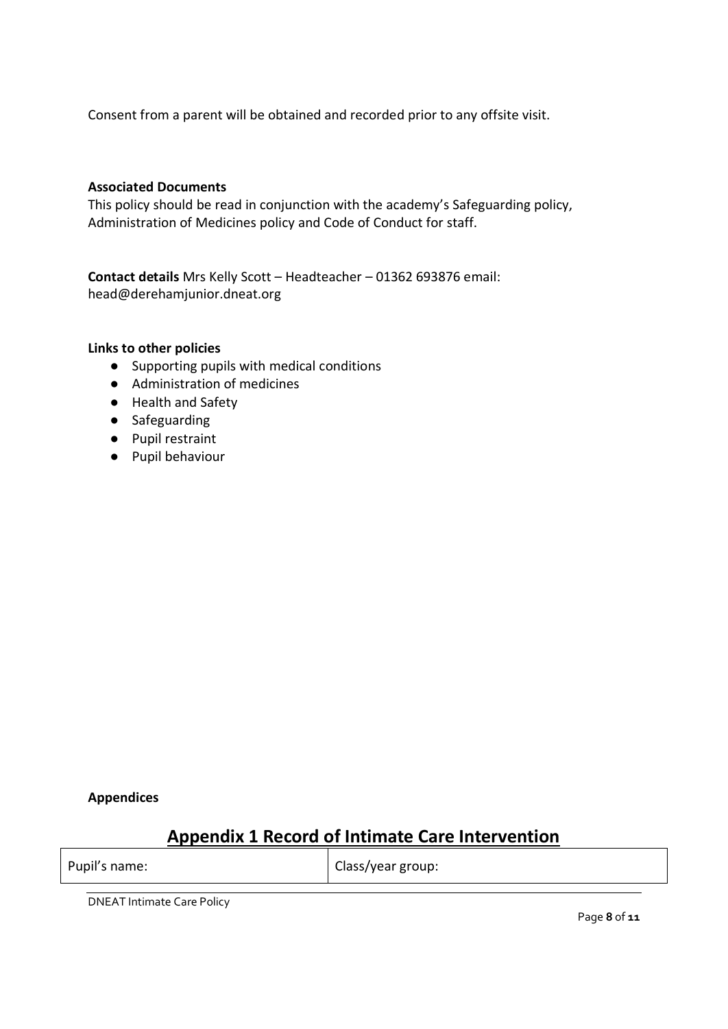Consent from a parent will be obtained and recorded prior to any offsite visit.

**Associated Documents**

This policy should be read in conjunction with the academy's Safeguarding policy, Administration of Medicines policy and Code of Conduct for staff.

**Contact details** Mrs Kelly Scott – Headteacher – 01362 693876 email: head@derehamjunior.dneat.org

**Links to other policies**

- Supporting pupils with medical conditions
- Administration of medicines
- Health and Safety
- Safeguarding
- Pupil restraint
- Pupil behaviour

**Appendices**

## Appendix 1 Record of Intimate Care Intervention

| Pupil's name: | Class/year group: |
|---|---|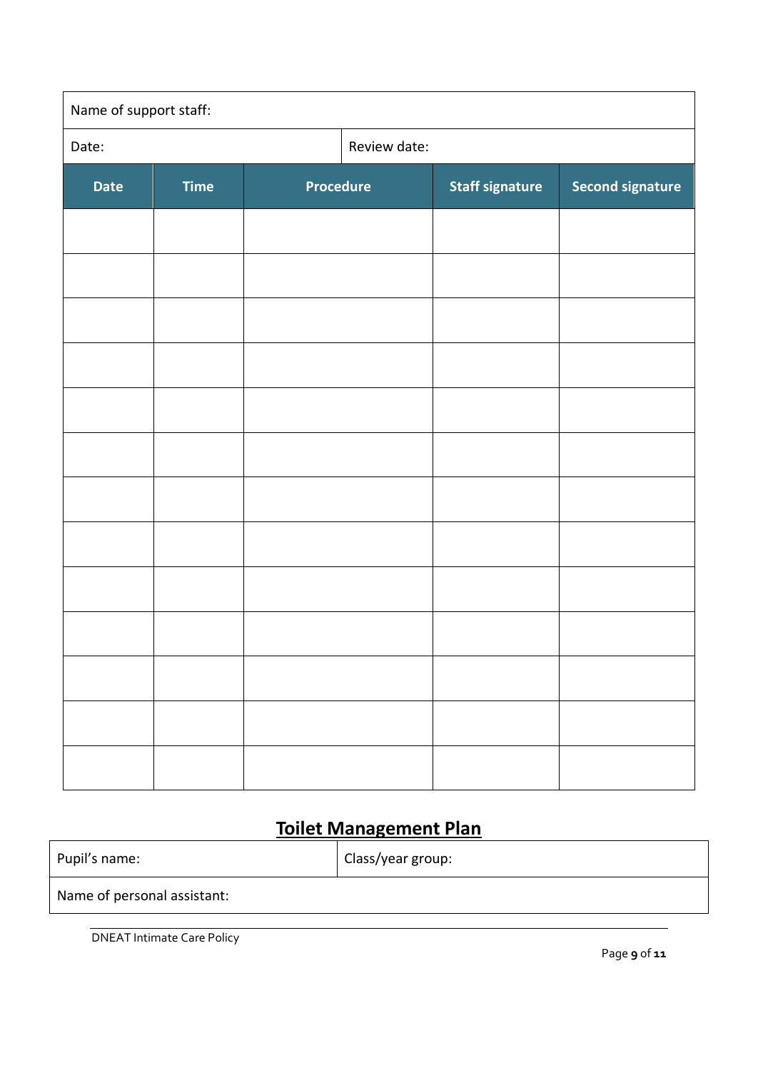| Name of support staff: | | | | |
|---|---|---|---|---|
| Date: | | Review date: | | |
| **Date** | **Time** | **Procedure** | **Staff signature** | **Second signature** |
| | | | | |
| | | | | |
| | | | | |
| | | | | |
| | | | | |
| | | | | |
| | | | | |
| | | | | |
| | | | | |
| | | | | |
| | | | | |
| | | | | |
| | | | | |

## Toilet Management Plan

| Pupil's name: | Class/year group: |
|---|---|
| Name of personal assistant: | |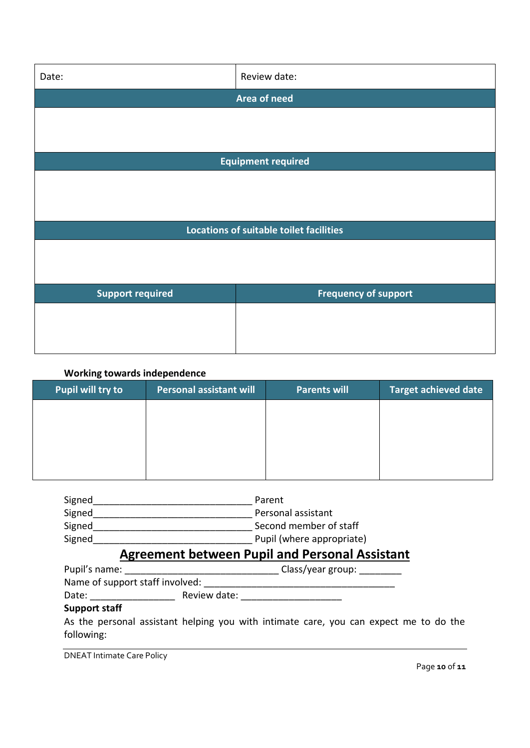| Date: | Review date: |
|---|---|
| **Area of need** | |
| | |
| **Equipment required** | |
| | |
| **Locations of suitable toilet facilities** | |
| | |
| **Support required** | **Frequency of support** |
| | |

**Working towards independence**

| Pupil will try to | Personal assistant will | Parents will | Target achieved date |
|---|---|---|---|
| | | | |

Signed______________________________ Parent
Signed______________________________ Personal assistant
Signed______________________________ Second member of staff
Signed______________________________ Pupil (where appropriate)

## Agreement between Pupil and Personal Assistant

Pupil's name: ____________________________ Class/year group: ________
Name of support staff involved: ___________________________________
Date: ________________ Review date: ___________________

**Support staff**

As the personal assistant helping you with intimate care, you can expect me to do the following: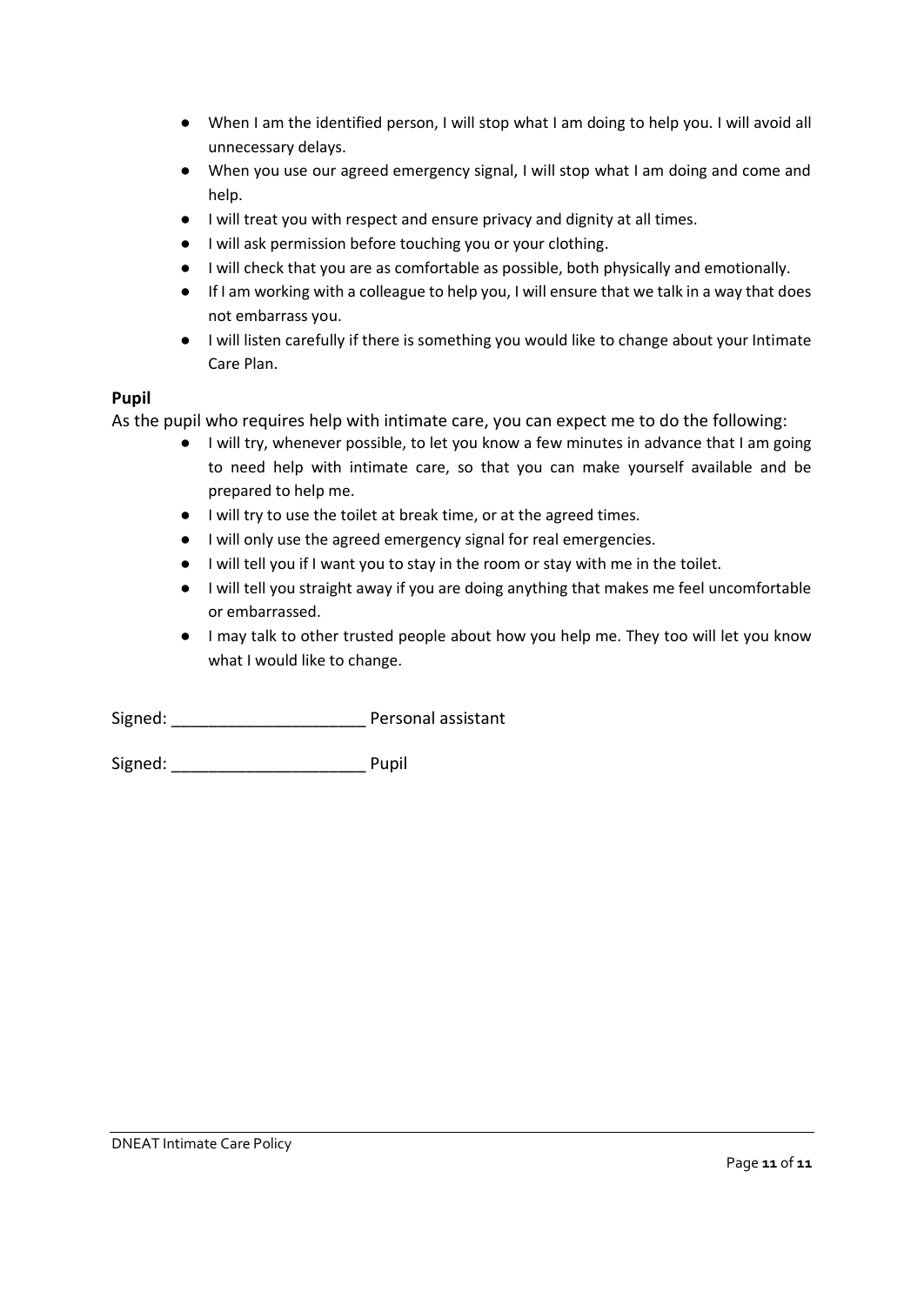- When I am the identified person, I will stop what I am doing to help you. I will avoid all unnecessary delays.
- When you use our agreed emergency signal, I will stop what I am doing and come and help.
- I will treat you with respect and ensure privacy and dignity at all times.
- I will ask permission before touching you or your clothing.
- I will check that you are as comfortable as possible, both physically and emotionally.
- If I am working with a colleague to help you, I will ensure that we talk in a way that does not embarrass you.
- I will listen carefully if there is something you would like to change about your Intimate Care Plan.

**Pupil**

As the pupil who requires help with intimate care, you can expect me to do the following:

- I will try, whenever possible, to let you know a few minutes in advance that I am going to need help with intimate care, so that you can make yourself available and be prepared to help me.
- I will try to use the toilet at break time, or at the agreed times.
- I will only use the agreed emergency signal for real emergencies.
- I will tell you if I want you to stay in the room or stay with me in the toilet.
- I will tell you straight away if you are doing anything that makes me feel uncomfortable or embarrassed.
- I may talk to other trusted people about how you help me. They too will let you know what I would like to change.

Signed: _____________________ Personal assistant

Signed: _____________________ Pupil